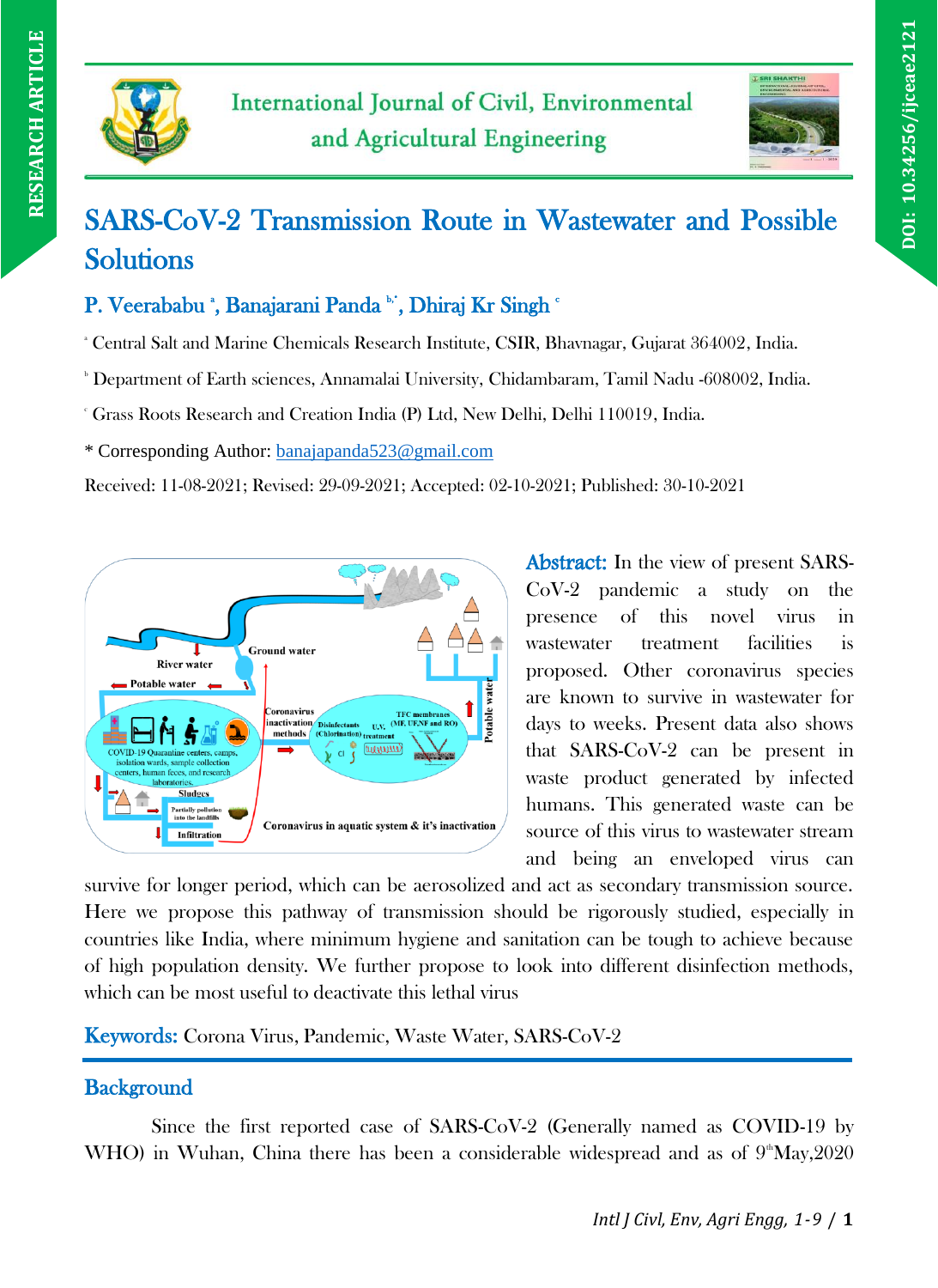# SARS-CoV-2 Transmission Route in Wastewater and Possible Solutions

**P. Veerababu [a], Banajarani Panda [b,*], Dhiraj Kr Singh [c]**

[a] Central Salt and Marine Chemicals Research Institute, CSIR, Bhavnagar, Gujarat 364002, India.

[b] Department of Earth sciences, Annamalai University, Chidambaram, Tamil Nadu -608002, India.

[c] Grass Roots Research and Creation India (P) Ltd, New Delhi, Delhi 110019, India.

\* Corresponding Author: banajapanda523@gmail.com

Received: 11-08-2021; Revised: 29-09-2021; Accepted: 02-10-2021; Published: 30-10-2021

**Abstract:** In the view of present SARS-CoV-2 pandemic a study on the presence of this novel virus in wastewater treatment facilities is proposed. Other coronavirus species are known to survive in wastewater for days to weeks. Present data also shows that SARS-CoV-2 can be present in waste product generated by infected humans. This generated waste can be source of this virus to wastewater stream and being an enveloped virus can survive for longer period, which can be aerosolized and act as secondary transmission source. Here we propose this pathway of transmission should be rigorously studied, especially in countries like India, where minimum hygiene and sanitation can be tough to achieve because of high population density. We further propose to look into different disinfection methods, which can be most useful to deactivate this lethal virus

**Keywords:** Corona Virus, Pandemic, Waste Water, SARS-CoV-2

## Background

Since the first reported case of SARS-CoV-2 (Generally named as COVID-19 by WHO) in Wuhan, China there has been a considerable widespread and as of 9th May,2020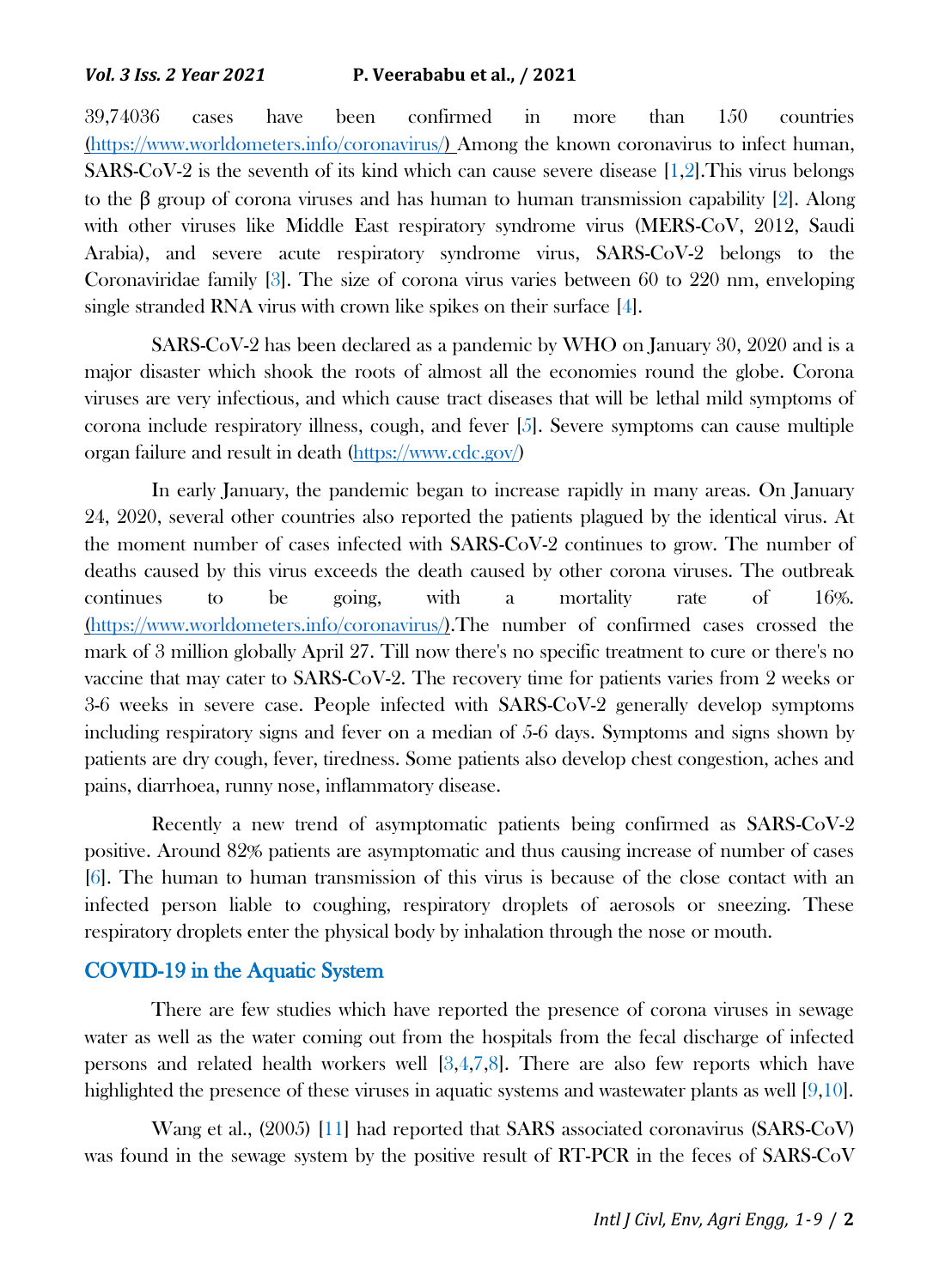39,74036 cases have been confirmed in more than 150 countries (https://www.worldometers.info/coronavirus/) Among the known coronavirus to infect human, SARS-CoV-2 is the seventh of its kind which can cause severe disease [1,2].This virus belongs to the β group of corona viruses and has human to human transmission capability [2]. Along with other viruses like Middle East respiratory syndrome virus (MERS-CoV, 2012, Saudi Arabia), and severe acute respiratory syndrome virus, SARS-CoV-2 belongs to the Coronaviridae family [3]. The size of corona virus varies between 60 to 220 nm, enveloping single stranded RNA virus with crown like spikes on their surface [4].

SARS-CoV-2 has been declared as a pandemic by WHO on January 30, 2020 and is a major disaster which shook the roots of almost all the economies round the globe. Corona viruses are very infectious, and which cause tract diseases that will be lethal mild symptoms of corona include respiratory illness, cough, and fever [5]. Severe symptoms can cause multiple organ failure and result in death (https://www.cdc.gov/)

In early January, the pandemic began to increase rapidly in many areas. On January 24, 2020, several other countries also reported the patients plagued by the identical virus. At the moment number of cases infected with SARS-CoV-2 continues to grow. The number of deaths caused by this virus exceeds the death caused by other corona viruses. The outbreak continues to be going, with a mortality rate of 16%. (https://www.worldometers.info/coronavirus/).The number of confirmed cases crossed the mark of 3 million globally April 27. Till now there's no specific treatment to cure or there's no vaccine that may cater to SARS-CoV-2. The recovery time for patients varies from 2 weeks or 3-6 weeks in severe case. People infected with SARS-CoV-2 generally develop symptoms including respiratory signs and fever on a median of 5-6 days. Symptoms and signs shown by patients are dry cough, fever, tiredness. Some patients also develop chest congestion, aches and pains, diarrhoea, runny nose, inflammatory disease.

Recently a new trend of asymptomatic patients being confirmed as SARS-CoV-2 positive. Around 82% patients are asymptomatic and thus causing increase of number of cases [6]. The human to human transmission of this virus is because of the close contact with an infected person liable to coughing, respiratory droplets of aerosols or sneezing. These respiratory droplets enter the physical body by inhalation through the nose or mouth.

## COVID-19 in the Aquatic System

There are few studies which have reported the presence of corona viruses in sewage water as well as the water coming out from the hospitals from the fecal discharge of infected persons and related health workers well [3,4,7,8]. There are also few reports which have highlighted the presence of these viruses in aquatic systems and wastewater plants as well [9,10].

Wang et al., (2005) [11] had reported that SARS associated coronavirus (SARS-CoV) was found in the sewage system by the positive result of RT-PCR in the feces of SARS-CoV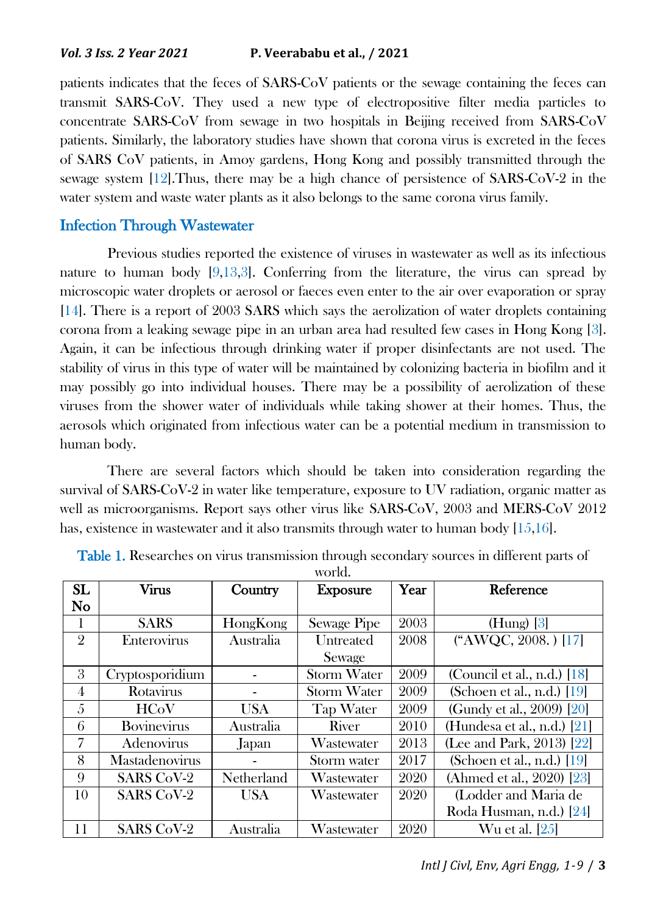patients indicates that the feces of SARS-CoV patients or the sewage containing the feces can transmit SARS-CoV. They used a new type of electropositive filter media particles to concentrate SARS-CoV from sewage in two hospitals in Beijing received from SARS-CoV patients. Similarly, the laboratory studies have shown that corona virus is excreted in the feces of SARS CoV patients, in Amoy gardens, Hong Kong and possibly transmitted through the sewage system [12].Thus, there may be a high chance of persistence of SARS-CoV-2 in the water system and waste water plants as it also belongs to the same corona virus family.

## Infection Through Wastewater

Previous studies reported the existence of viruses in wastewater as well as its infectious nature to human body [9,13,3]. Conferring from the literature, the virus can spread by microscopic water droplets or aerosol or faeces even enter to the air over evaporation or spray [14]. There is a report of 2003 SARS which says the aerolization of water droplets containing corona from a leaking sewage pipe in an urban area had resulted few cases in Hong Kong [3]. Again, it can be infectious through drinking water if proper disinfectants are not used. The stability of virus in this type of water will be maintained by colonizing bacteria in biofilm and it may possibly go into individual houses. There may be a possibility of aerolization of these viruses from the shower water of individuals while taking shower at their homes. Thus, the aerosols which originated from infectious water can be a potential medium in transmission to human body.

There are several factors which should be taken into consideration regarding the survival of SARS-CoV-2 in water like temperature, exposure to UV radiation, organic matter as well as microorganisms. Report says other virus like SARS-CoV, 2003 and MERS-CoV 2012 has, existence in wastewater and it also transmits through water to human body [15,16].

**Table 1.** Researches on virus transmission through secondary sources in different parts of world.

| SL No | Virus | Country | Exposure | Year | Reference |
|---|---|---|---|---|---|
| 1 | SARS | HongKong | Sewage Pipe | 2003 | (Hung) [3] |
| 2 | Enterovirus | Australia | Untreated Sewage | 2008 | ("AWQC, 2008. ) [17] |
| 3 | Cryptosporidium | - | Storm Water | 2009 | (Council et al., n.d.) [18] |
| 4 | Rotavirus | - | Storm Water | 2009 | (Schoen et al., n.d.) [19] |
| 5 | HCoV | USA | Tap Water | 2009 | (Gundy et al., 2009) [20] |
| 6 | Bovinevirus | Australia | River | 2010 | (Hundesa et al., n.d.) [21] |
| 7 | Adenovirus | Japan | Wastewater | 2013 | (Lee and Park, 2013) [22] |
| 8 | Mastadenovirus | - | Storm water | 2017 | (Schoen et al., n.d.) [19] |
| 9 | SARS CoV-2 | Netherland | Wastewater | 2020 | (Ahmed et al., 2020) [23] |
| 10 | SARS CoV-2 | USA | Wastewater | 2020 | (Lodder and Maria de Roda Husman, n.d.) [24] |
| 11 | SARS CoV-2 | Australia | Wastewater | 2020 | Wu et al. [25] |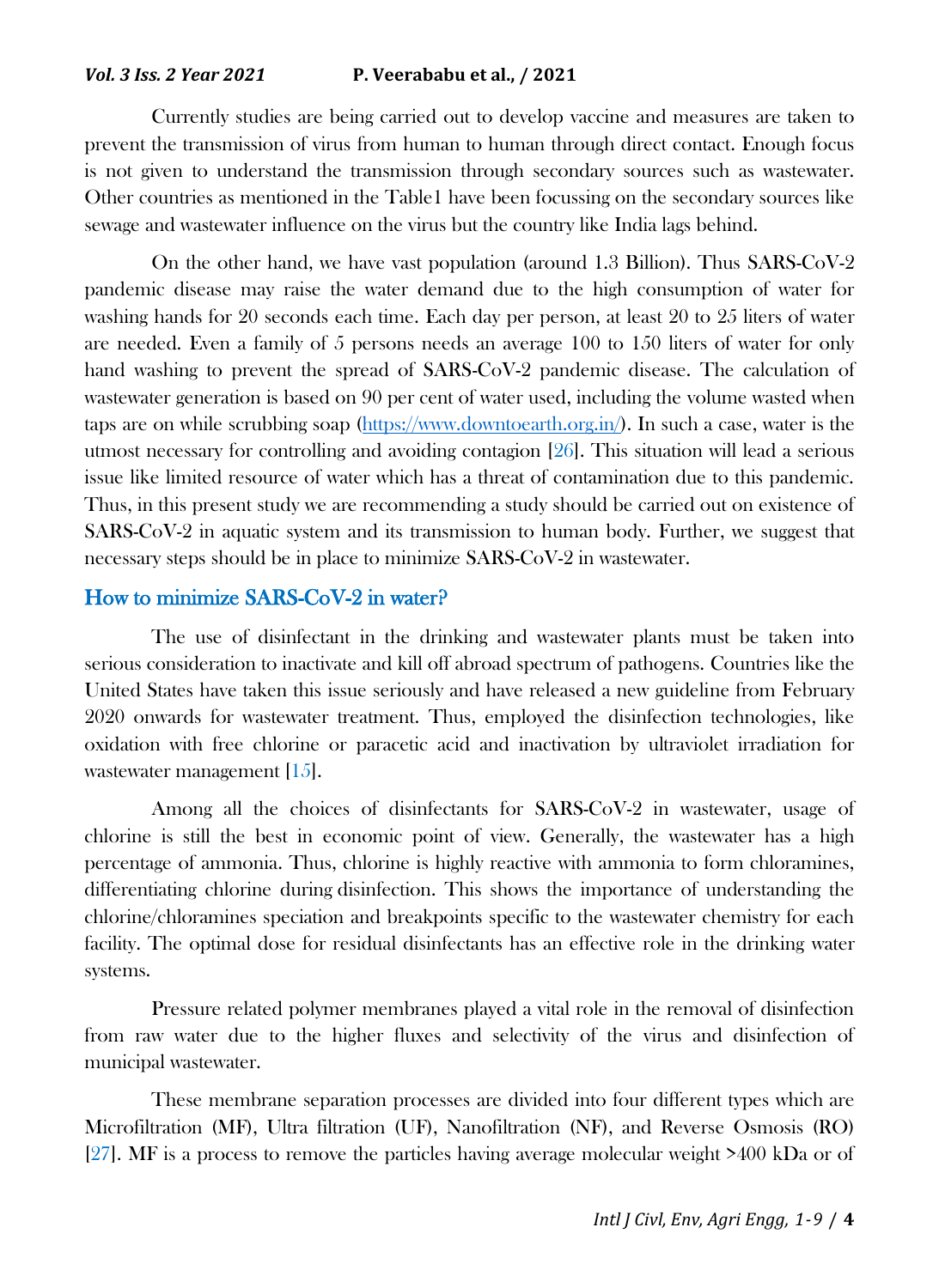Currently studies are being carried out to develop vaccine and measures are taken to prevent the transmission of virus from human to human through direct contact. Enough focus is not given to understand the transmission through secondary sources such as wastewater. Other countries as mentioned in the Table1 have been focussing on the secondary sources like sewage and wastewater influence on the virus but the country like India lags behind.

On the other hand, we have vast population (around 1.3 Billion). Thus SARS-CoV-2 pandemic disease may raise the water demand due to the high consumption of water for washing hands for 20 seconds each time. Each day per person, at least 20 to 25 liters of water are needed. Even a family of 5 persons needs an average 100 to 150 liters of water for only hand washing to prevent the spread of SARS-CoV-2 pandemic disease. The calculation of wastewater generation is based on 90 per cent of water used, including the volume wasted when taps are on while scrubbing soap (https://www.downtoearth.org.in/). In such a case, water is the utmost necessary for controlling and avoiding contagion [26]. This situation will lead a serious issue like limited resource of water which has a threat of contamination due to this pandemic. Thus, in this present study we are recommending a study should be carried out on existence of SARS-CoV-2 in aquatic system and its transmission to human body. Further, we suggest that necessary steps should be in place to minimize SARS-CoV-2 in wastewater.

## How to minimize SARS-CoV-2 in water?

The use of disinfectant in the drinking and wastewater plants must be taken into serious consideration to inactivate and kill off abroad spectrum of pathogens. Countries like the United States have taken this issue seriously and have released a new guideline from February 2020 onwards for wastewater treatment. Thus, employed the disinfection technologies, like oxidation with free chlorine or paracetic acid and inactivation by ultraviolet irradiation for wastewater management [15].

Among all the choices of disinfectants for SARS-CoV-2 in wastewater, usage of chlorine is still the best in economic point of view. Generally, the wastewater has a high percentage of ammonia. Thus, chlorine is highly reactive with ammonia to form chloramines, differentiating chlorine during disinfection. This shows the importance of understanding the chlorine/chloramines speciation and breakpoints specific to the wastewater chemistry for each facility. The optimal dose for residual disinfectants has an effective role in the drinking water systems.

Pressure related polymer membranes played a vital role in the removal of disinfection from raw water due to the higher fluxes and selectivity of the virus and disinfection of municipal wastewater.

These membrane separation processes are divided into four different types which are Microfiltration (MF), Ultra filtration (UF), Nanofiltration (NF), and Reverse Osmosis (RO) [27]. MF is a process to remove the particles having average molecular weight >400 kDa or of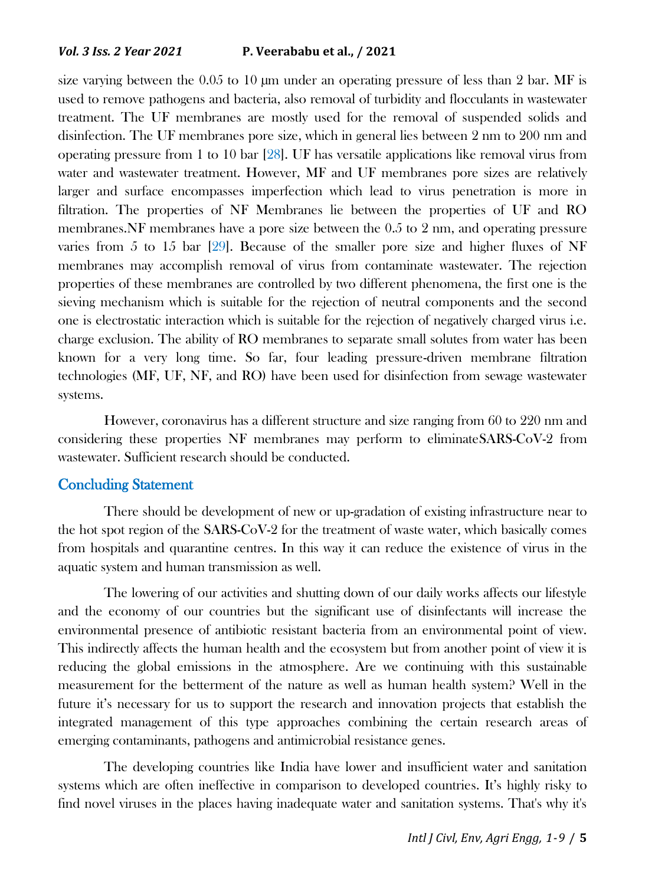size varying between the 0.05 to 10 μm under an operating pressure of less than 2 bar. MF is used to remove pathogens and bacteria, also removal of turbidity and flocculants in wastewater treatment. The UF membranes are mostly used for the removal of suspended solids and disinfection. The UF membranes pore size, which in general lies between 2 nm to 200 nm and operating pressure from 1 to 10 bar [28]. UF has versatile applications like removal virus from water and wastewater treatment. However, MF and UF membranes pore sizes are relatively larger and surface encompasses imperfection which lead to virus penetration is more in filtration. The properties of NF Membranes lie between the properties of UF and RO membranes.NF membranes have a pore size between the 0.5 to 2 nm, and operating pressure varies from 5 to 15 bar [29]. Because of the smaller pore size and higher fluxes of NF membranes may accomplish removal of virus from contaminate wastewater. The rejection properties of these membranes are controlled by two different phenomena, the first one is the sieving mechanism which is suitable for the rejection of neutral components and the second one is electrostatic interaction which is suitable for the rejection of negatively charged virus i.e. charge exclusion. The ability of RO membranes to separate small solutes from water has been known for a very long time. So far, four leading pressure-driven membrane filtration technologies (MF, UF, NF, and RO) have been used for disinfection from sewage wastewater systems.

However, coronavirus has a different structure and size ranging from 60 to 220 nm and considering these properties NF membranes may perform to eliminateSARS-CoV-2 from wastewater. Sufficient research should be conducted.

## Concluding Statement

There should be development of new or up-gradation of existing infrastructure near to the hot spot region of the SARS-CoV-2 for the treatment of waste water, which basically comes from hospitals and quarantine centres. In this way it can reduce the existence of virus in the aquatic system and human transmission as well.

The lowering of our activities and shutting down of our daily works affects our lifestyle and the economy of our countries but the significant use of disinfectants will increase the environmental presence of antibiotic resistant bacteria from an environmental point of view. This indirectly affects the human health and the ecosystem but from another point of view it is reducing the global emissions in the atmosphere. Are we continuing with this sustainable measurement for the betterment of the nature as well as human health system? Well in the future it's necessary for us to support the research and innovation projects that establish the integrated management of this type approaches combining the certain research areas of emerging contaminants, pathogens and antimicrobial resistance genes.

The developing countries like India have lower and insufficient water and sanitation systems which are often ineffective in comparison to developed countries. It's highly risky to find novel viruses in the places having inadequate water and sanitation systems. That's why it's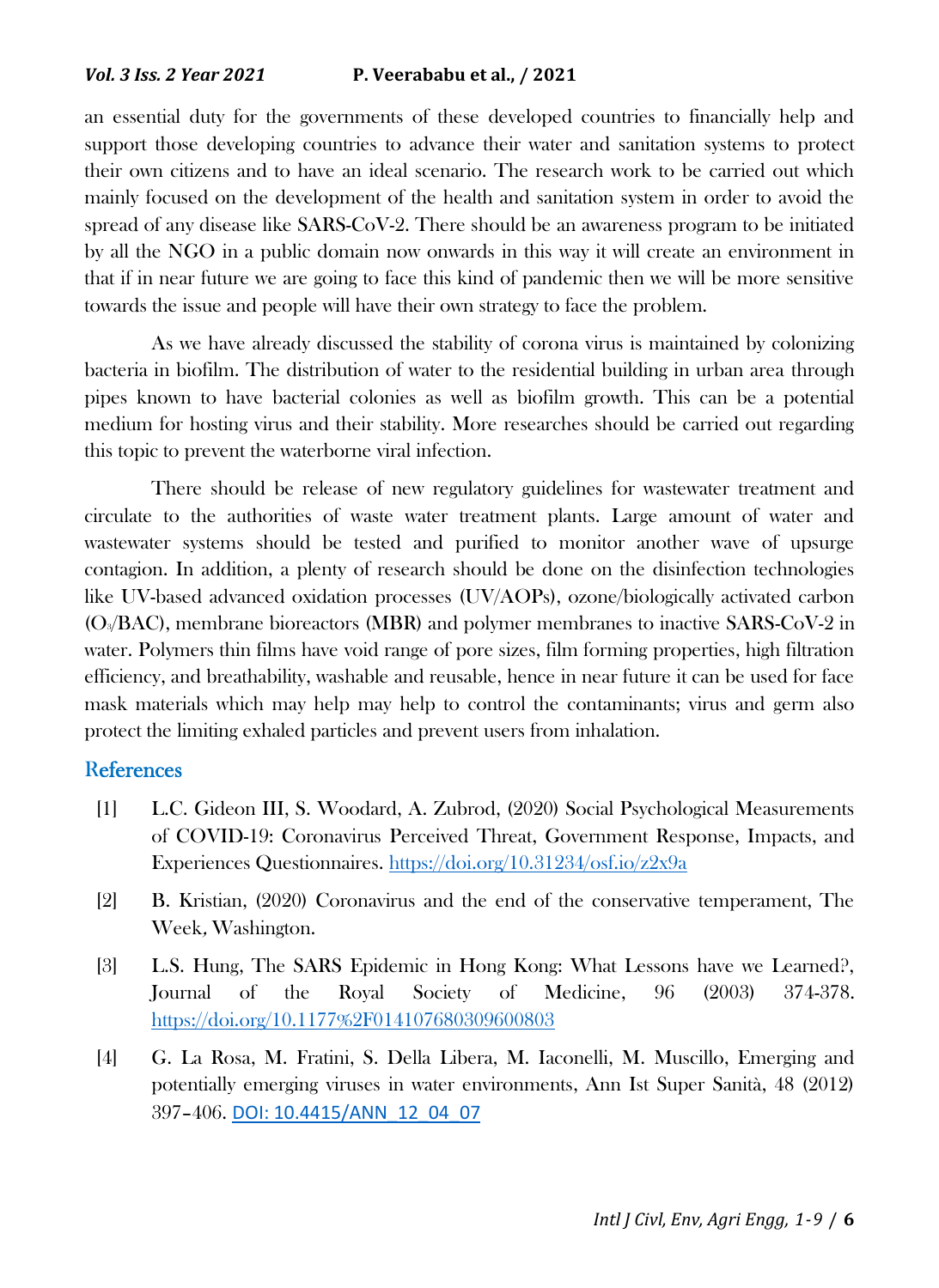an essential duty for the governments of these developed countries to financially help and support those developing countries to advance their water and sanitation systems to protect their own citizens and to have an ideal scenario. The research work to be carried out which mainly focused on the development of the health and sanitation system in order to avoid the spread of any disease like SARS-CoV-2. There should be an awareness program to be initiated by all the NGO in a public domain now onwards in this way it will create an environment in that if in near future we are going to face this kind of pandemic then we will be more sensitive towards the issue and people will have their own strategy to face the problem.

As we have already discussed the stability of corona virus is maintained by colonizing bacteria in biofilm. The distribution of water to the residential building in urban area through pipes known to have bacterial colonies as well as biofilm growth. This can be a potential medium for hosting virus and their stability. More researches should be carried out regarding this topic to prevent the waterborne viral infection.

There should be release of new regulatory guidelines for wastewater treatment and circulate to the authorities of waste water treatment plants. Large amount of water and wastewater systems should be tested and purified to monitor another wave of upsurge contagion. In addition, a plenty of research should be done on the disinfection technologies like UV-based advanced oxidation processes (UV/AOPs), ozone/biologically activated carbon ($O_3$/BAC), membrane bioreactors (MBR) and polymer membranes to inactive SARS-CoV-2 in water. Polymers thin films have void range of pore sizes, film forming properties, high filtration efficiency, and breathability, washable and reusable, hence in near future it can be used for face mask materials which may help may help to control the contaminants; virus and germ also protect the limiting exhaled particles and prevent users from inhalation.

## References

[1] L.C. Gideon III, S. Woodard, A. Zubrod, (2020) Social Psychological Measurements of COVID-19: Coronavirus Perceived Threat, Government Response, Impacts, and Experiences Questionnaires. https://doi.org/10.31234/osf.io/z2x9a

[2] B. Kristian, (2020) Coronavirus and the end of the conservative temperament, The Week, Washington.

[3] L.S. Hung, The SARS Epidemic in Hong Kong: What Lessons have we Learned?, Journal of the Royal Society of Medicine, 96 (2003) 374-378. https://doi.org/10.1177%2F014107680309600803

[4] G. La Rosa, M. Fratini, S. Della Libera, M. Iaconelli, M. Muscillo, Emerging and potentially emerging viruses in water environments, Ann Ist Super Sanità, 48 (2012) 397–406. DOI: 10.4415/ANN_12_04_07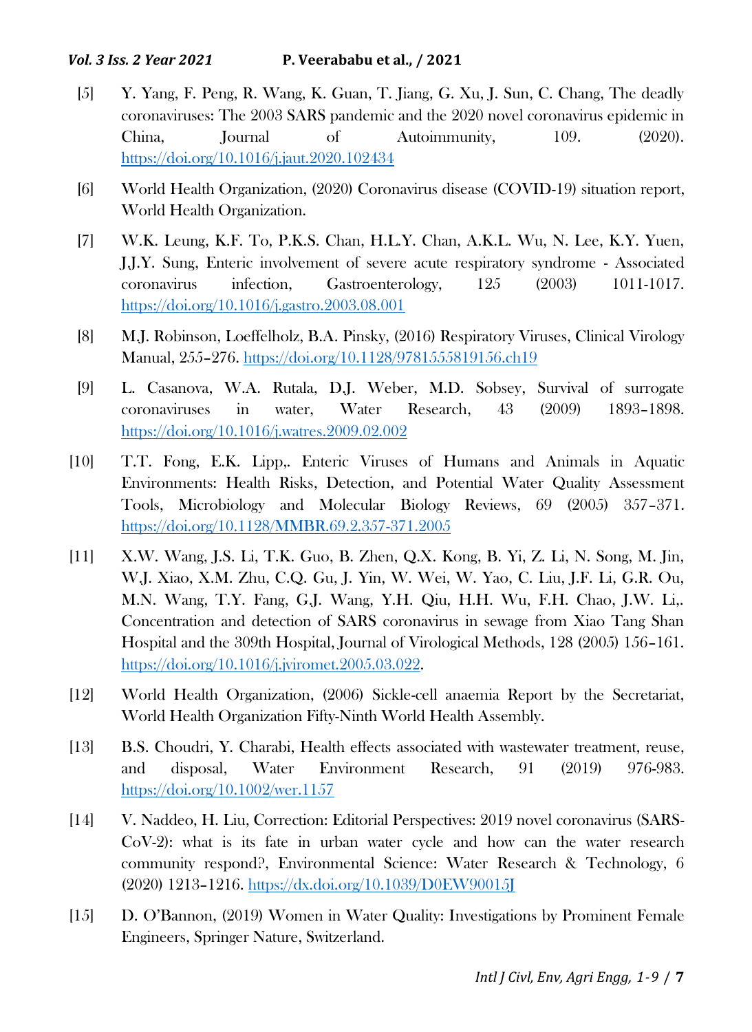[5] Y. Yang, F. Peng, R. Wang, K. Guan, T. Jiang, G. Xu, J. Sun, C. Chang, The deadly coronaviruses: The 2003 SARS pandemic and the 2020 novel coronavirus epidemic in China, Journal of Autoimmunity, 109. (2020). https://doi.org/10.1016/j.jaut.2020.102434

[6] World Health Organization, (2020) Coronavirus disease (COVID-19) situation report, World Health Organization.

[7] W.K. Leung, K.F. To, P.K.S. Chan, H.L.Y. Chan, A.K.L. Wu, N. Lee, K.Y. Yuen, J.J.Y. Sung, Enteric involvement of severe acute respiratory syndrome - Associated coronavirus infection, Gastroenterology, 125 (2003) 1011-1017. https://doi.org/10.1016/j.gastro.2003.08.001

[8] M.J. Robinson, Loeffelholz, B.A. Pinsky, (2016) Respiratory Viruses, Clinical Virology Manual, 255–276. https://doi.org/10.1128/9781555819156.ch19

[9] L. Casanova, W.A. Rutala, D.J. Weber, M.D. Sobsey, Survival of surrogate coronaviruses in water, Water Research, 43 (2009) 1893–1898. https://doi.org/10.1016/j.watres.2009.02.002

[10] T.T. Fong, E.K. Lipp,. Enteric Viruses of Humans and Animals in Aquatic Environments: Health Risks, Detection, and Potential Water Quality Assessment Tools, Microbiology and Molecular Biology Reviews, 69 (2005) 357–371. https://doi.org/10.1128/MMBR.69.2.357-371.2005

[11] X.W. Wang, J.S. Li, T.K. Guo, B. Zhen, Q.X. Kong, B. Yi, Z. Li, N. Song, M. Jin, W.J. Xiao, X.M. Zhu, C.Q. Gu, J. Yin, W. Wei, W. Yao, C. Liu, J.F. Li, G.R. Ou, M.N. Wang, T.Y. Fang, G.J. Wang, Y.H. Qiu, H.H. Wu, F.H. Chao, J.W. Li,. Concentration and detection of SARS coronavirus in sewage from Xiao Tang Shan Hospital and the 309th Hospital, Journal of Virological Methods, 128 (2005) 156–161. https://doi.org/10.1016/j.jviromet.2005.03.022.

[12] World Health Organization, (2006) Sickle-cell anaemia Report by the Secretariat, World Health Organization Fifty-Ninth World Health Assembly.

[13] B.S. Choudri, Y. Charabi, Health effects associated with wastewater treatment, reuse, and disposal, Water Environment Research, 91 (2019) 976-983. https://doi.org/10.1002/wer.1157

[14] V. Naddeo, H. Liu, Correction: Editorial Perspectives: 2019 novel coronavirus (SARS-CoV-2): what is its fate in urban water cycle and how can the water research community respond?, Environmental Science: Water Research & Technology, 6 (2020) 1213–1216. https://dx.doi.org/10.1039/D0EW90015J

[15] D. O'Bannon, (2019) Women in Water Quality: Investigations by Prominent Female Engineers, Springer Nature, Switzerland.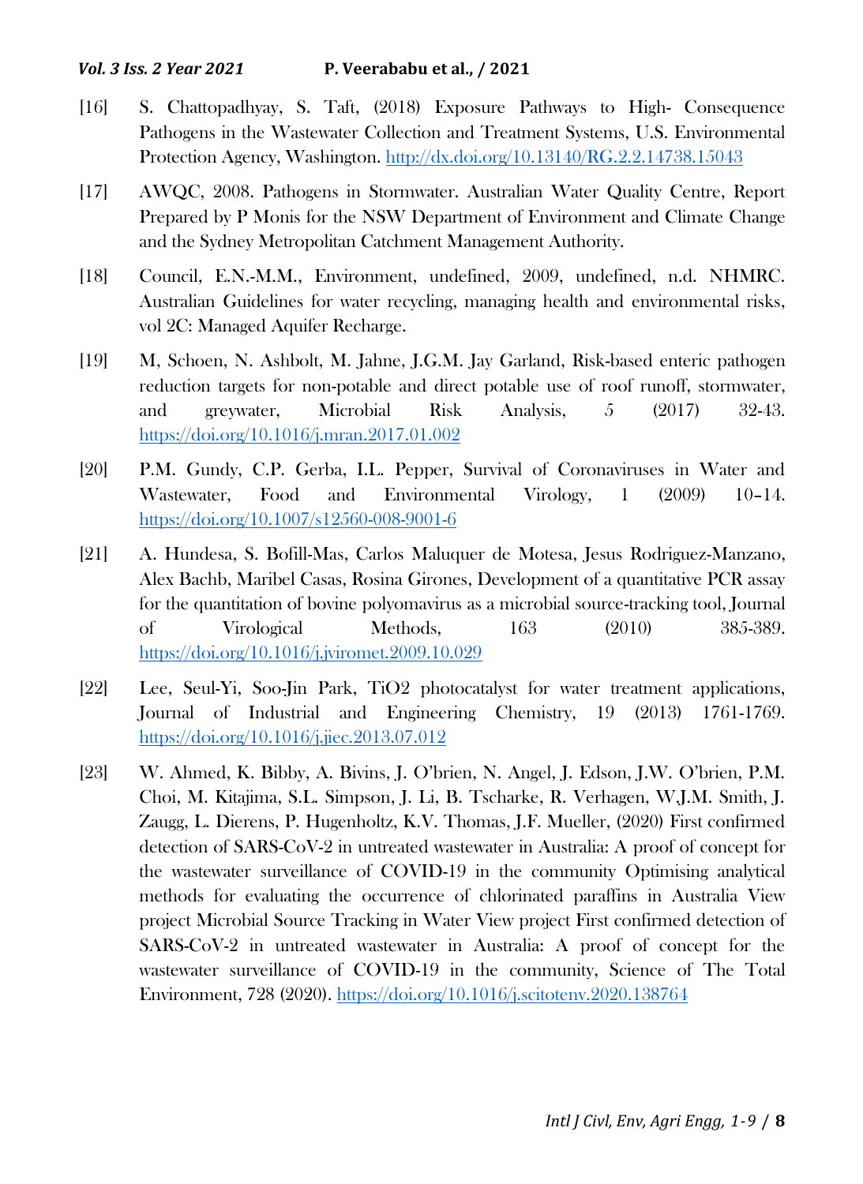[16] S. Chattopadhyay, S. Taft, (2018) Exposure Pathways to High- Consequence Pathogens in the Wastewater Collection and Treatment Systems, U.S. Environmental Protection Agency, Washington. http://dx.doi.org/10.13140/RG.2.2.14738.15043

[17] AWQC, 2008. Pathogens in Stormwater. Australian Water Quality Centre, Report Prepared by P Monis for the NSW Department of Environment and Climate Change and the Sydney Metropolitan Catchment Management Authority.

[18] Council, E.N.-M.M., Environment, undefined, 2009, undefined, n.d. NHMRC. Australian Guidelines for water recycling, managing health and environmental risks, vol 2C: Managed Aquifer Recharge.

[19] M, Schoen, N. Ashbolt, M. Jahne, J.G.M. Jay Garland, Risk-based enteric pathogen reduction targets for non-potable and direct potable use of roof runoff, stormwater, and greywater, Microbial Risk Analysis, 5 (2017) 32-43. https://doi.org/10.1016/j.mran.2017.01.002

[20] P.M. Gundy, C.P. Gerba, I.L. Pepper, Survival of Coronaviruses in Water and Wastewater, Food and Environmental Virology, 1 (2009) 10–14. https://doi.org/10.1007/s12560-008-9001-6

[21] A. Hundesa, S. Bofill-Mas, Carlos Maluquer de Motesa, Jesus Rodriguez-Manzano, Alex Bachb, Maribel Casas, Rosina Girones, Development of a quantitative PCR assay for the quantitation of bovine polyomavirus as a microbial source-tracking tool, Journal of Virological Methods, 163 (2010) 385-389. https://doi.org/10.1016/j.jviromet.2009.10.029

[22] Lee, Seul-Yi, Soo-Jin Park, TiO2 photocatalyst for water treatment applications, Journal of Industrial and Engineering Chemistry, 19 (2013) 1761-1769. https://doi.org/10.1016/j.jiec.2013.07.012

[23] W. Ahmed, K. Bibby, A. Bivins, J. O'brien, N. Angel, J. Edson, J.W. O'brien, P.M. Choi, M. Kitajima, S.L. Simpson, J. Li, B. Tscharke, R. Verhagen, W.J.M. Smith, J. Zaugg, L. Dierens, P. Hugenholtz, K.V. Thomas, J.F. Mueller, (2020) First confirmed detection of SARS-CoV-2 in untreated wastewater in Australia: A proof of concept for the wastewater surveillance of COVID-19 in the community Optimising analytical methods for evaluating the occurrence of chlorinated paraffins in Australia View project Microbial Source Tracking in Water View project First confirmed detection of SARS-CoV-2 in untreated wastewater in Australia: A proof of concept for the wastewater surveillance of COVID-19 in the community, Science of The Total Environment, 728 (2020). https://doi.org/10.1016/j.scitotenv.2020.138764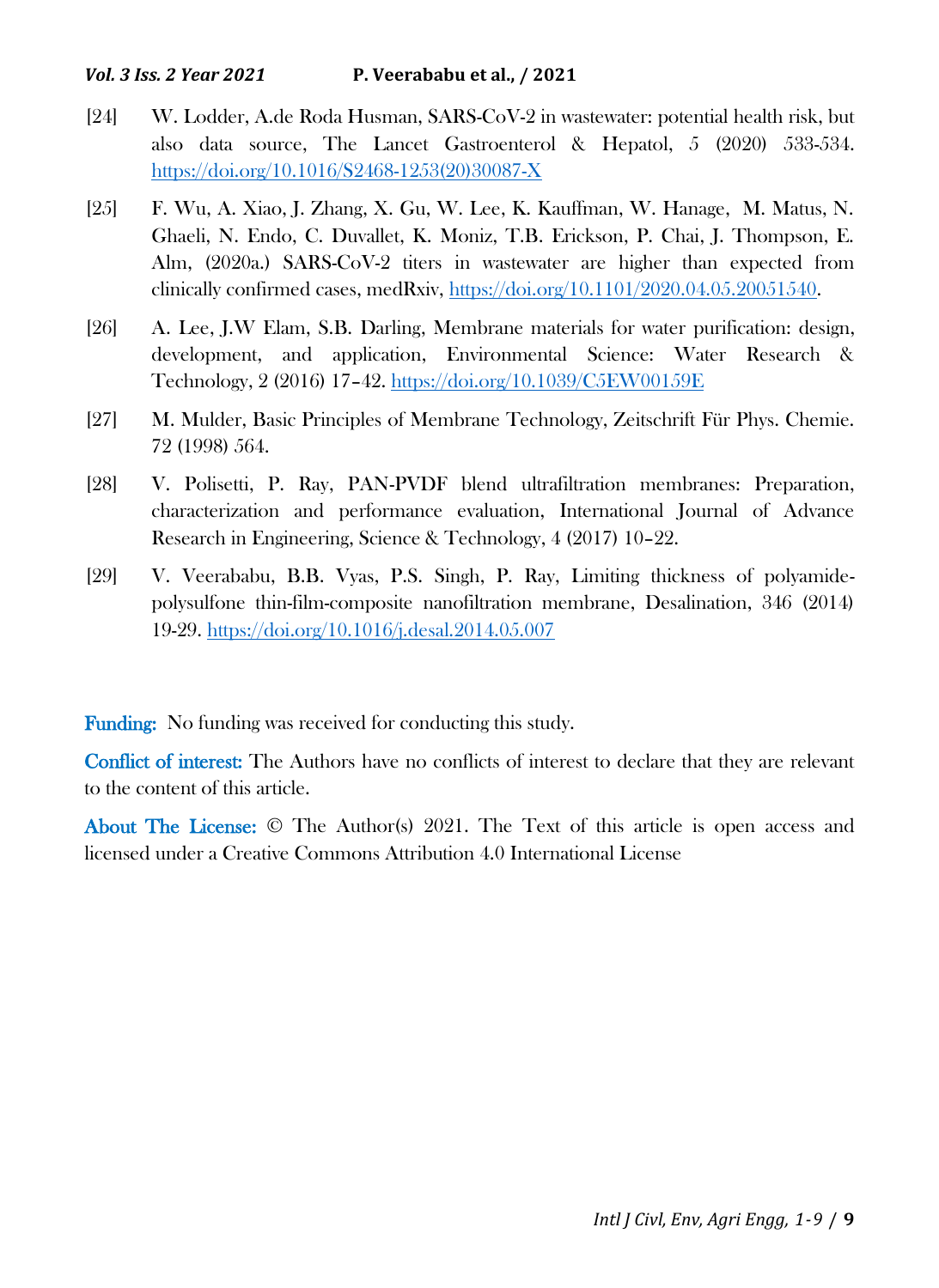[24] W. Lodder, A.de Roda Husman, SARS-CoV-2 in wastewater: potential health risk, but also data source, The Lancet Gastroenterol & Hepatol, 5 (2020) 533-534. https://doi.org/10.1016/S2468-1253(20)30087-X

[25] F. Wu, A. Xiao, J. Zhang, X. Gu, W. Lee, K. Kauffman, W. Hanage, M. Matus, N. Ghaeli, N. Endo, C. Duvallet, K. Moniz, T.B. Erickson, P. Chai, J. Thompson, E. Alm, (2020a.) SARS-CoV-2 titers in wastewater are higher than expected from clinically confirmed cases, medRxiv, https://doi.org/10.1101/2020.04.05.20051540.

[26] A. Lee, J.W Elam, S.B. Darling, Membrane materials for water purification: design, development, and application, Environmental Science: Water Research & Technology, 2 (2016) 17–42. https://doi.org/10.1039/C5EW00159E

[27] M. Mulder, Basic Principles of Membrane Technology, Zeitschrift Für Phys. Chemie. 72 (1998) 564.

[28] V. Polisetti, P. Ray, PAN-PVDF blend ultrafiltration membranes: Preparation, characterization and performance evaluation, International Journal of Advance Research in Engineering, Science & Technology, 4 (2017) 10–22.

[29] V. Veerababu, B.B. Vyas, P.S. Singh, P. Ray, Limiting thickness of polyamide-polysulfone thin-film-composite nanofiltration membrane, Desalination, 346 (2014) 19-29. https://doi.org/10.1016/j.desal.2014.05.007

**Funding:** No funding was received for conducting this study.

**Conflict of interest:** The Authors have no conflicts of interest to declare that they are relevant to the content of this article.

**About The License:** © The Author(s) 2021. The Text of this article is open access and licensed under a Creative Commons Attribution 4.0 International License